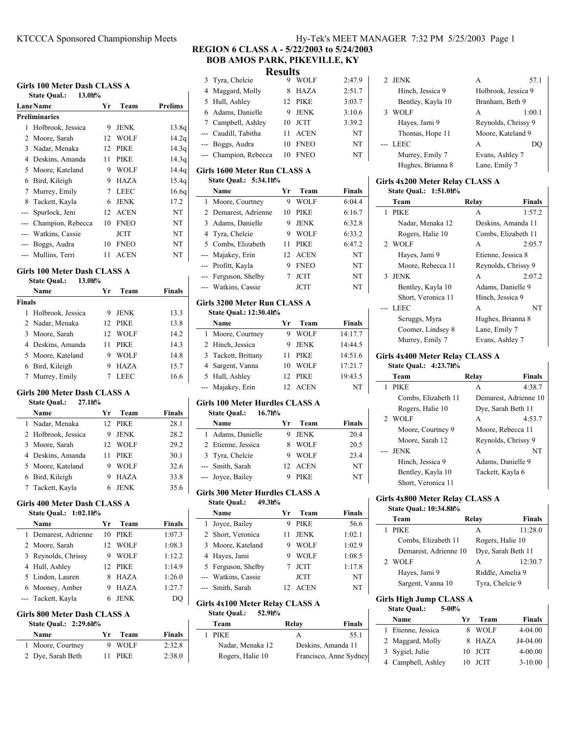## REGION 6 CLASS A - 5/22/2003 to 5/24/2003
## BOB AMOS PARK, PIKEVILLE, KY
## Results

### Girls 100 Meter Dash CLASS A

State Qual.: 13.0h%

| Lane | Name | Yr | Team | Prelims |
|---|---|---|---|---|
| **Preliminaries** | | | | |
| 1 | Holbrook, Jessica | 9 | JENK | 13.8q |
| 2 | Moore, Sarah | 12 | WOLF | 14.2q |
| 3 | Nadar, Menaka | 12 | PIKE | 14.3q |
| 4 | Deskins, Amanda | 11 | PIKE | 14.3q |
| 5 | Moore, Kateland | 9 | WOLF | 14.4q |
| 6 | Bird, Kileigh | 9 | HAZA | 15.4q |
| 7 | Murrey, Emily | 7 | LEEC | 16.6q |
| 8 | Tackett, Kayla | 6 | JENK | 17.2 |
| --- | Spurlock, Jeni | 12 | ACEN | NT |
| --- | Champion, Rebecca | 10 | FNEO | NT |
| --- | Watkins, Cassie | | JCIT | NT |
| --- | Boggs, Audra | 10 | FNEO | NT |
| --- | Mullins, Terri | 11 | ACEN | NT |

### Girls 100 Meter Dash CLASS A

State Qual.: 13.0h%

| | Name | Yr | Team | Finals |
|---|---|---|---|---|
| **Finals** | | | | |
| 1 | Holbrook, Jessica | 9 | JENK | 13.3 |
| 2 | Nadar, Menaka | 12 | PIKE | 13.8 |
| 3 | Moore, Sarah | 12 | WOLF | 14.2 |
| 4 | Deskins, Amanda | 11 | PIKE | 14.3 |
| 5 | Moore, Kateland | 9 | WOLF | 14.8 |
| 6 | Bird, Kileigh | 9 | HAZA | 15.7 |
| 7 | Murrey, Emily | 7 | LEEC | 16.6 |

### Girls 200 Meter Dash CLASS A

State Qual.: 27.1h%

| | Name | Yr | Team | Finals |
|---|---|---|---|---|
| 1 | Nadar, Menaka | 12 | PIKE | 28.1 |
| 2 | Holbrook, Jessica | 9 | JENK | 28.2 |
| 3 | Moore, Sarah | 12 | WOLF | 29.2 |
| 4 | Deskins, Amanda | 11 | PIKE | 30.1 |
| 5 | Moore, Kateland | 9 | WOLF | 32.6 |
| 6 | Bird, Kileigh | 9 | HAZA | 33.8 |
| 7 | Tackett, Kayla | 6 | JENK | 35.6 |

### Girls 400 Meter Dash CLASS A

State Qual.: 1:02.1h%

| | Name | Yr | Team | Finals |
|---|---|---|---|---|
| 1 | Demarest, Adrienne | 10 | PIKE | 1:07.3 |
| 2 | Moore, Sarah | 12 | WOLF | 1:08.3 |
| 3 | Reynolds, Chrissy | 9 | WOLF | 1:12.2 |
| 4 | Hull, Ashley | 12 | PIKE | 1:14.9 |
| 5 | Lindon, Lauren | 8 | HAZA | 1:26.0 |
| 6 | Mooney, Amber | 9 | HAZA | 1:27.7 |
| --- | Tackett, Kayla | 6 | JENK | DQ |

### Girls 800 Meter Dash CLASS A

State Qual.: 2:29.6h%

| | Name | Yr | Team | Finals |
|---|---|---|---|---|
| 1 | Moore, Courtney | 9 | WOLF | 2:32.8 |
| 2 | Dye, Sarah Beth | 11 | PIKE | 2:38.0 |
| 3 | Tyra, Chelcie | 9 | WOLF | 2:47.9 |
| 4 | Maggard, Molly | 8 | HAZA | 2:51.7 |
| 5 | Hull, Ashley | 12 | PIKE | 3:03.7 |
| 6 | Adams, Danielle | 9 | JENK | 3:10.6 |
| 7 | Campbell, Ashley | 10 | JCIT | 3:39.2 |
| --- | Caudill, Tabitha | 11 | ACEN | NT |
| --- | Boggs, Audra | 10 | FNEO | NT |
| --- | Champion, Rebecca | 10 | FNEO | NT |

### Girls 1600 Meter Run CLASS A

State Qual.: 5:34.1h%

| | Name | Yr | Team | Finals |
|---|---|---|---|---|
| 1 | Moore, Courtney | 9 | WOLF | 6:04.4 |
| 2 | Demarest, Adrienne | 10 | PIKE | 6:16.7 |
| 3 | Adams, Danielle | 9 | JENK | 6:32.8 |
| 4 | Tyra, Chelcie | 9 | WOLF | 6:33.2 |
| 5 | Combs, Elizabeth | 11 | PIKE | 6:47.2 |
| --- | Majakey, Erin | 12 | ACEN | NT |
| --- | Profitt, Kayla | 9 | FNEO | NT |
| --- | Ferguson, Shelby | 7 | JCIT | NT |
| --- | Watkins, Cassie | | JCIT | NT |

### Girls 3200 Meter Run CLASS A

State Qual.: 12:30.4h%

| | Name | Yr | Team | Finals |
|---|---|---|---|---|
| 1 | Moore, Courtney | 9 | WOLF | 14:17.7 |
| 2 | Hinch, Jessica | 9 | JENK | 14:44.5 |
| 3 | Tackett, Brittany | 11 | PIKE | 14:51.6 |
| 4 | Sargent, Vanna | 10 | WOLF | 17:21.7 |
| 5 | Hull, Ashley | 12 | PIKE | 19:43.5 |
| --- | Majakey, Erin | 12 | ACEN | NT |

### Girls 100 Meter Hurdles CLASS A

State Qual.: 16.7h%

| | Name | Yr | Team | Finals |
|---|---|---|---|---|
| 1 | Adams, Danielle | 9 | JENK | 20.4 |
| 2 | Etienne, Jessica | 8 | WOLF | 20.5 |
| 3 | Tyra, Chelcie | 9 | WOLF | 23.4 |
| --- | Smith, Sarah | 12 | ACEN | NT |
| --- | Joyce, Bailey | 9 | PIKE | NT |

### Girls 300 Meter Hurdles CLASS A

State Qual.: 49.3h%

| | Name | Yr | Team | Finals |
|---|---|---|---|---|
| 1 | Joyce, Bailey | 9 | PIKE | 56.6 |
| 2 | Short, Veronica | 11 | JENK | 1:02.1 |
| 3 | Moore, Kateland | 9 | WOLF | 1:02.9 |
| 4 | Hayes, Jami | 9 | WOLF | 1:08.5 |
| 5 | Ferguson, Shelby | 7 | JCIT | 1:17.8 |
| --- | Watkins, Cassie | | JCIT | NT |
| --- | Smith, Sarah | 12 | ACEN | NT |

### Girls 4x100 Meter Relay CLASS A

State Qual.: 52.9h%

| | Team | Relay | Finals |
|---|---|---|---|
| 1 | PIKE | A | 55.1 |
| | Nadar, Menaka 12 | Deskins, Amanda 11 | |
| | Rogers, Halie 10 | Francisco, Anne Sydney | |
| 2 | JENK | A | 57.1 |
| | Hinch, Jessica 9 | Holbrook, Jessica 9 | |
| | Bentley, Kayla 10 | Branham, Beth 9 | |
| 3 | WOLF | A | 1:00.1 |
| | Hayes, Jami 9 | Reynolds, Chrissy 9 | |
| | Thomas, Hope 11 | Moore, Kateland 9 | |
| --- | LEEC | A | DQ |
| | Murrey, Emily 7 | Evans, Ashley 7 | |
| | Hughes, Brianna 8 | Lane, Emily 7 | |

### Girls 4x200 Meter Relay CLASS A

State Qual.: 1:51.0h%

| | Team | Relay | Finals |
|---|---|---|---|
| 1 | PIKE | A | 1:57.2 |
| | Nadar, Menaka 12 | Deskins, Amanda 11 | |
| | Rogers, Halie 10 | Combs, Elizabeth 11 | |
| 2 | WOLF | A | 2:05.7 |
| | Hayes, Jami 9 | Etienne, Jessica 8 | |
| | Moore, Rebecca 11 | Reynolds, Chrissy 9 | |
| 3 | JENK | A | 2:07.2 |
| | Bentley, Kayla 10 | Adams, Danielle 9 | |
| | Short, Veronica 11 | Hinch, Jessica 9 | |
| --- | LEEC | A | NT |
| | Scruggs, Myra | Hughes, Brianna 8 | |
| | Coomer, Lindsey 8 | Lane, Emily 7 | |
| | Murrey, Emily 7 | Evans, Ashley 7 | |

### Girls 4x400 Meter Relay CLASS A

State Qual.: 4:23.7h%

| | Team | Relay | Finals |
|---|---|---|---|
| 1 | PIKE | A | 4:38.7 |
| | Combs, Elizabeth 11 | Demarest, Adrienne 10 | |
| | Rogers, Halie 10 | Dye, Sarah Beth 11 | |
| 2 | WOLF | A | 4:53.7 |
| | Moore, Courtney 9 | Moore, Rebecca 11 | |
| | Moore, Sarah 12 | Reynolds, Chrissy 9 | |
| --- | JENK | A | NT |
| | Hinch, Jessica 9 | Adams, Danielle 9 | |
| | Bentley, Kayla 10 | Tackett, Kayla 6 | |
| | Short, Veronica 11 | | |

### Girls 4x800 Meter Relay CLASS A

State Qual.: 10:34.8h%

| | Team | Relay | Finals |
|---|---|---|---|
| 1 | PIKE | A | 11:28.0 |
| | Combs, Elizabeth 11 | Rogers, Halie 10 | |
| | Demarest, Adrienne 10 | Dye, Sarah Beth 11 | |
| 2 | WOLF | A | 12:30.7 |
| | Hayes, Jami 9 | Riddle, Amelia 9 | |
| | Sargent, Vanna 10 | Tyra, Chelcie 9 | |

### Girls High Jump CLASS A

State Qual.: 5-00%

| | Name | Yr | Team | Finals |
|---|---|---|---|---|
| 1 | Etienne, Jessica | 8 | WOLF | 4-04.00 |
| 2 | Maggard, Molly | 8 | HAZA | J4-04.00 |
| 3 | Sygiel, Julie | 10 | JCIT | 4-00.00 |
| 4 | Campbell, Ashley | 10 | JCIT | 3-10.00 |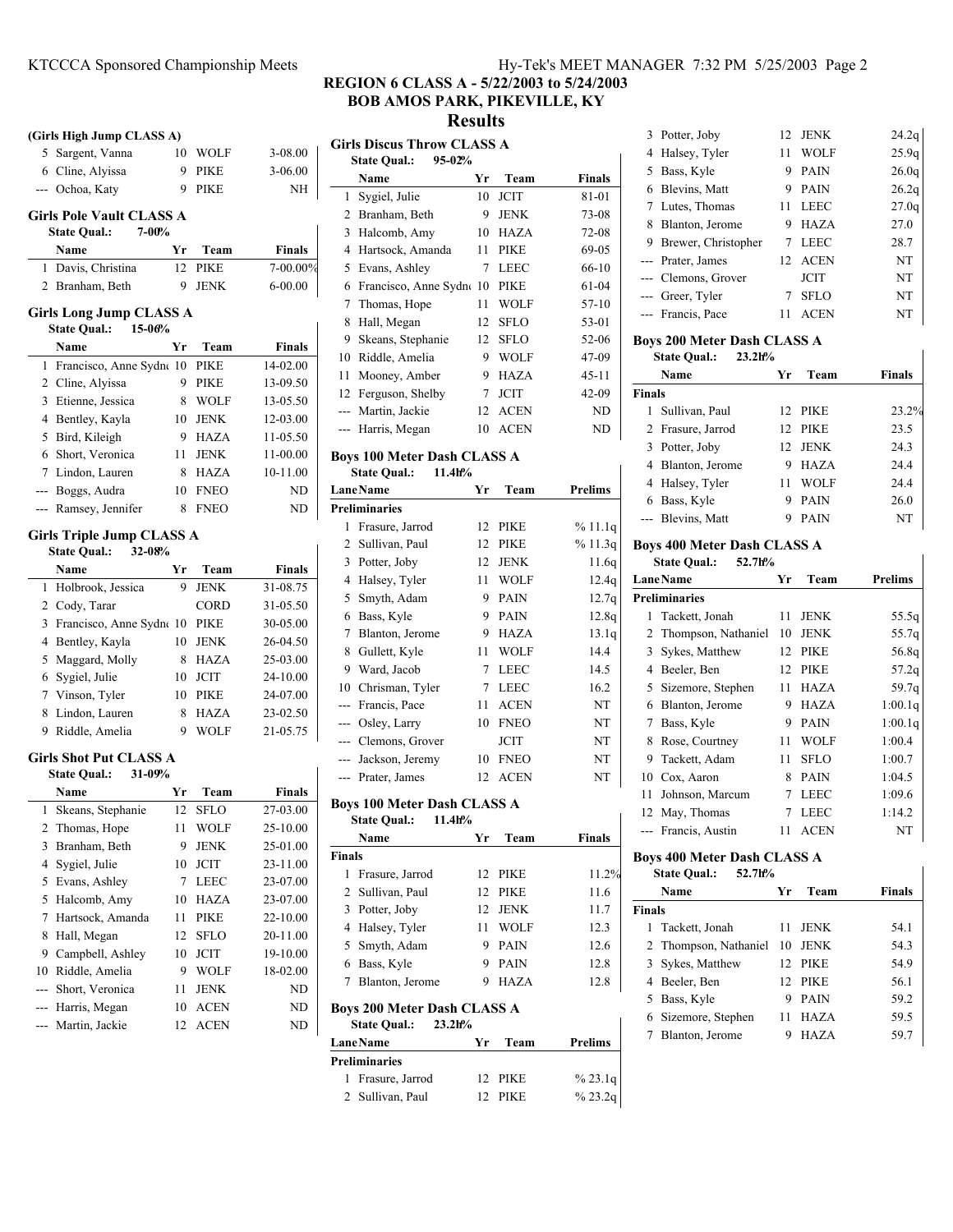# REGION 6 CLASS A - 5/22/2003 to 5/24/2003
## BOB AMOS PARK, PIKEVILLE, KY
## Results

### (Girls High Jump CLASS A)

| | Name | Yr | Team | Finals |
|---|---|---|---|---|
| 5 | Sargent, Vanna | 10 | WOLF | 3-08.00 |
| 6 | Cline, Alyissa | 9 | PIKE | 3-06.00 |
| --- | Ochoa, Katy | 9 | PIKE | NH |

### Girls Pole Vault CLASS A
State Qual.: 7-00%

| | Name | Yr | Team | Finals |
|---|---|---|---|---|
| 1 | Davis, Christina | 12 | PIKE | 7-00.00% |
| 2 | Branham, Beth | 9 | JENK | 6-00.00 |

### Girls Long Jump CLASS A
State Qual.: 15-06%

| | Name | Yr | Team | Finals |
|---|---|---|---|---|
| 1 | Francisco, Anne Sydn | 10 | PIKE | 14-02.00 |
| 2 | Cline, Alyissa | 9 | PIKE | 13-09.50 |
| 3 | Etienne, Jessica | 8 | WOLF | 13-05.50 |
| 4 | Bentley, Kayla | 10 | JENK | 12-03.00 |
| 5 | Bird, Kileigh | 9 | HAZA | 11-05.50 |
| 6 | Short, Veronica | 11 | JENK | 11-00.00 |
| 7 | Lindon, Lauren | 8 | HAZA | 10-11.00 |
| --- | Boggs, Audra | 10 | FNEO | ND |
| --- | Ramsey, Jennifer | 8 | FNEO | ND |

### Girls Triple Jump CLASS A
State Qual.: 32-08%

| | Name | Yr | Team | Finals |
|---|---|---|---|---|
| 1 | Holbrook, Jessica | 9 | JENK | 31-08.75 |
| 2 | Cody, Tarar | | CORD | 31-05.50 |
| 3 | Francisco, Anne Sydn | 10 | PIKE | 30-05.00 |
| 4 | Bentley, Kayla | 10 | JENK | 26-04.50 |
| 5 | Maggard, Molly | 8 | HAZA | 25-03.00 |
| 6 | Sygiel, Julie | 10 | JCIT | 24-10.00 |
| 7 | Vinson, Tyler | 10 | PIKE | 24-07.00 |
| 8 | Lindon, Lauren | 8 | HAZA | 23-02.50 |
| 9 | Riddle, Amelia | 9 | WOLF | 21-05.75 |

### Girls Shot Put CLASS A
State Qual.: 31-09%

| | Name | Yr | Team | Finals |
|---|---|---|---|---|
| 1 | Skeans, Stephanie | 12 | SFLO | 27-03.00 |
| 2 | Thomas, Hope | 11 | WOLF | 25-10.00 |
| 3 | Branham, Beth | 9 | JENK | 25-01.00 |
| 4 | Sygiel, Julie | 10 | JCIT | 23-11.00 |
| 5 | Evans, Ashley | 7 | LEEC | 23-07.00 |
| 6 | Halcomb, Amy | 10 | HAZA | 23-07.00 |
| 7 | Hartsock, Amanda | 11 | PIKE | 22-10.00 |
| 8 | Hall, Megan | 12 | SFLO | 20-11.00 |
| 9 | Campbell, Ashley | 10 | JCIT | 19-10.00 |
| 10 | Riddle, Amelia | 9 | WOLF | 18-02.00 |
| --- | Short, Veronica | 11 | JENK | ND |
| --- | Harris, Megan | 10 | ACEN | ND |
| --- | Martin, Jackie | 12 | ACEN | ND |

### Girls Discus Throw CLASS A
State Qual.: 95-02%

| | Name | Yr | Team | Finals |
|---|---|---|---|---|
| 1 | Sygiel, Julie | 10 | JCIT | 81-01 |
| 2 | Branham, Beth | 9 | JENK | 73-08 |
| 3 | Halcomb, Amy | 10 | HAZA | 72-08 |
| 4 | Hartsock, Amanda | 11 | PIKE | 69-05 |
| 5 | Evans, Ashley | 7 | LEEC | 66-10 |
| 6 | Francisco, Anne Sydn | 10 | PIKE | 61-04 |
| 7 | Thomas, Hope | 11 | WOLF | 57-10 |
| 8 | Hall, Megan | 12 | SFLO | 53-01 |
| 9 | Skeans, Stephanie | 12 | SFLO | 52-06 |
| 10 | Riddle, Amelia | 9 | WOLF | 47-09 |
| 11 | Mooney, Amber | 9 | HAZA | 45-11 |
| 12 | Ferguson, Shelby | 7 | JCIT | 42-09 |
| --- | Martin, Jackie | 12 | ACEN | ND |
| --- | Harris, Megan | 10 | ACEN | ND |

### Boys 100 Meter Dash CLASS A
State Qual.: 11.4h%

| Lane | Name | Yr | Team | Prelims |
|---|---|---|---|---|
| **Preliminaries** | | | | |
| 1 | Frasure, Jarrod | 12 | PIKE | % 11.1q |
| 2 | Sullivan, Paul | 12 | PIKE | % 11.3q |
| 3 | Potter, Joby | 12 | JENK | 11.6q |
| 4 | Halsey, Tyler | 11 | WOLF | 12.4q |
| 5 | Smyth, Adam | 9 | PAIN | 12.7q |
| 6 | Bass, Kyle | 9 | PAIN | 12.8q |
| 7 | Blanton, Jerome | 9 | HAZA | 13.1q |
| 8 | Gullett, Kyle | 11 | WOLF | 14.4 |
| 9 | Ward, Jacob | 7 | LEEC | 14.5 |
| 10 | Chrisman, Tyler | 7 | LEEC | 16.2 |
| --- | Francis, Pace | 11 | ACEN | NT |
| --- | Osley, Larry | 10 | FNEO | NT |
| --- | Clemons, Grover | | JCIT | NT |
| --- | Jackson, Jeremy | 10 | FNEO | NT |
| --- | Prater, James | 12 | ACEN | NT |

### Boys 100 Meter Dash CLASS A
State Qual.: 11.4h%

| | Name | Yr | Team | Finals |
|---|---|---|---|---|
| **Finals** | | | | |
| 1 | Frasure, Jarrod | 12 | PIKE | 11.2% |
| 2 | Sullivan, Paul | 12 | PIKE | 11.6 |
| 3 | Potter, Joby | 12 | JENK | 11.7 |
| 4 | Halsey, Tyler | 11 | WOLF | 12.3 |
| 5 | Smyth, Adam | 9 | PAIN | 12.6 |
| 6 | Bass, Kyle | 9 | PAIN | 12.8 |
| 7 | Blanton, Jerome | 9 | HAZA | 12.8 |

### Boys 200 Meter Dash CLASS A
State Qual.: 23.2h%

| Lane | Name | Yr | Team | Prelims |
|---|---|---|---|---|
| **Preliminaries** | | | | |
| 1 | Frasure, Jarrod | 12 | PIKE | % 23.1q |
| 2 | Sullivan, Paul | 12 | PIKE | % 23.2q |
| 3 | Potter, Joby | 12 | JENK | 24.2q |
| 4 | Halsey, Tyler | 11 | WOLF | 25.9q |
| 5 | Bass, Kyle | 9 | PAIN | 26.0q |
| 6 | Blevins, Matt | 9 | PAIN | 26.2q |
| 7 | Lutes, Thomas | 11 | LEEC | 27.0q |
| 8 | Blanton, Jerome | 9 | HAZA | 27.0 |
| 9 | Brewer, Christopher | 7 | LEEC | 28.7 |
| --- | Prater, James | 12 | ACEN | NT |
| --- | Clemons, Grover | | JCIT | NT |
| --- | Greer, Tyler | 7 | SFLO | NT |
| --- | Francis, Pace | 11 | ACEN | NT |

### Boys 200 Meter Dash CLASS A
State Qual.: 23.2h%

| | Name | Yr | Team | Finals |
|---|---|---|---|---|
| **Finals** | | | | |
| 1 | Sullivan, Paul | 12 | PIKE | 23.2% |
| 2 | Frasure, Jarrod | 12 | PIKE | 23.5 |
| 3 | Potter, Joby | 12 | JENK | 24.3 |
| 4 | Blanton, Jerome | 9 | HAZA | 24.4 |
| 4 | Halsey, Tyler | 11 | WOLF | 24.4 |
| 6 | Bass, Kyle | 9 | PAIN | 26.0 |
| --- | Blevins, Matt | 9 | PAIN | NT |

### Boys 400 Meter Dash CLASS A
State Qual.: 52.7h%

| Lane | Name | Yr | Team | Prelims |
|---|---|---|---|---|
| **Preliminaries** | | | | |
| 1 | Tackett, Jonah | 11 | JENK | 55.5q |
| 2 | Thompson, Nathaniel | 10 | JENK | 55.7q |
| 3 | Sykes, Matthew | 12 | PIKE | 56.8q |
| 4 | Beeler, Ben | 12 | PIKE | 57.2q |
| 5 | Sizemore, Stephen | 11 | HAZA | 59.7q |
| 6 | Blanton, Jerome | 9 | HAZA | 1:00.1q |
| 7 | Bass, Kyle | 9 | PAIN | 1:00.1q |
| 8 | Rose, Courtney | 11 | WOLF | 1:00.4 |
| 9 | Tackett, Adam | 11 | SFLO | 1:00.7 |
| 10 | Cox, Aaron | 8 | PAIN | 1:04.5 |
| 11 | Johnson, Marcum | 7 | LEEC | 1:09.6 |
| 12 | May, Thomas | 7 | LEEC | 1:14.2 |
| --- | Francis, Austin | 11 | ACEN | NT |

### Boys 400 Meter Dash CLASS A
State Qual.: 52.7h%

| | Name | Yr | Team | Finals |
|---|---|---|---|---|
| **Finals** | | | | |
| 1 | Tackett, Jonah | 11 | JENK | 54.1 |
| 2 | Thompson, Nathaniel | 10 | JENK | 54.3 |
| 3 | Sykes, Matthew | 12 | PIKE | 54.9 |
| 4 | Beeler, Ben | 12 | PIKE | 56.1 |
| 5 | Bass, Kyle | 9 | PAIN | 59.2 |
| 6 | Sizemore, Stephen | 11 | HAZA | 59.5 |
| 7 | Blanton, Jerome | 9 | HAZA | 59.7 |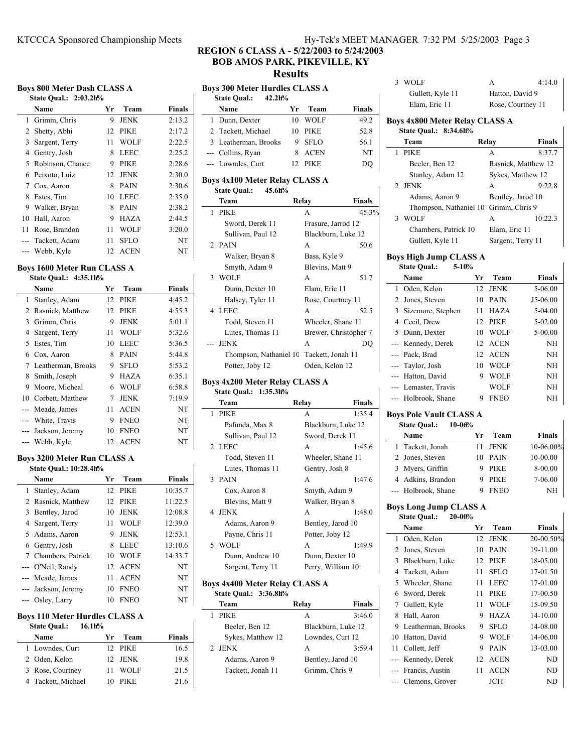## REGION 6 CLASS A - 5/22/2003 to 5/24/2003
## BOB AMOS PARK, PIKEVILLE, KY
## Results

### Boys 800 Meter Dash CLASS A

State Qual.: 2:03.2h%

| | Name | Yr | Team | Finals |
|---|---|---|---|---|
| 1 | Grimm, Chris | 9 | JENK | 2:13.2 |
| 2 | Shetty, Abhi | 12 | PIKE | 2:17.2 |
| 3 | Sargent, Terry | 11 | WOLF | 2:22.5 |
| 4 | Gentry, Josh | 8 | LEEC | 2:25.2 |
| 5 | Robinson, Chance | 9 | PIKE | 2:28.6 |
| 6 | Peixoto, Luiz | 12 | JENK | 2:30.0 |
| 7 | Cox, Aaron | 8 | PAIN | 2:30.6 |
| 8 | Estes, Tim | 10 | LEEC | 2:35.0 |
| 9 | Walker, Bryan | 8 | PAIN | 2:38.2 |
| 10 | Hall, Aaron | 9 | HAZA | 2:44.5 |
| 11 | Rose, Brandon | 11 | WOLF | 3:20.0 |
| --- | Tackett, Adam | 11 | SFLO | NT |
| --- | Webb, Kyle | 12 | ACEN | NT |

### Boys 1600 Meter Run CLASS A

State Qual.: 4:35.1h%

| | Name | Yr | Team | Finals |
|---|---|---|---|---|
| 1 | Stanley, Adam | 12 | PIKE | 4:45.2 |
| 2 | Rasnick, Matthew | 12 | PIKE | 4:55.3 |
| 3 | Grimm, Chris | 9 | JENK | 5:01.1 |
| 4 | Sargent, Terry | 11 | WOLF | 5:32.6 |
| 5 | Estes, Tim | 10 | LEEC | 5:36.5 |
| 6 | Cox, Aaron | 8 | PAIN | 5:44.8 |
| 7 | Leatherman, Brooks | 9 | SFLO | 5:53.2 |
| 8 | Smith, Joseph | 9 | HAZA | 6:35.1 |
| 9 | Moore, Micheal | 6 | WOLF | 6:58.8 |
| 10 | Corbett, Matthew | 7 | JENK | 7:19.9 |
| --- | Meade, James | 11 | ACEN | NT |
| --- | White, Travis | 9 | FNEO | NT |
| --- | Jackson, Jeremy | 10 | FNEO | NT |
| --- | Webb, Kyle | 12 | ACEN | NT |

### Boys 3200 Meter Run CLASS A

State Qual.: 10:28.4h%

| | Name | Yr | Team | Finals |
|---|---|---|---|---|
| 1 | Stanley, Adam | 12 | PIKE | 10:35.7 |
| 2 | Rasnick, Matthew | 12 | PIKE | 11:22.5 |
| 3 | Bentley, Jarod | 10 | JENK | 12:08.8 |
| 4 | Sargent, Terry | 11 | WOLF | 12:39.0 |
| 5 | Adams, Aaron | 9 | JENK | 12:53.1 |
| 6 | Gentry, Josh | 8 | LEEC | 13:10.6 |
| 7 | Chambers, Patrick | 10 | WOLF | 14:33.7 |
| --- | O'Neil, Randy | 12 | ACEN | NT |
| --- | Meade, James | 11 | ACEN | NT |
| --- | Jackson, Jeremy | 10 | FNEO | NT |
| --- | Osley, Larry | 10 | FNEO | NT |

### Boys 110 Meter Hurdles CLASS A

State Qual.: 16.1h%

| | Name | Yr | Team | Finals |
|---|---|---|---|---|
| 1 | Lowndes, Curt | 12 | PIKE | 16.5 |
| 2 | Oden, Kelon | 12 | JENK | 19.8 |
| 3 | Rose, Courtney | 11 | WOLF | 21.5 |
| 4 | Tackett, Michael | 10 | PIKE | 21.6 |

### Boys 300 Meter Hurdles CLASS A

State Qual.: 42.2h%

| | Name | Yr | Team | Finals |
|---|---|---|---|---|
| 1 | Dunn, Dexter | 10 | WOLF | 49.2 |
| 2 | Tackett, Michael | 10 | PIKE | 52.8 |
| 3 | Leatherman, Brooks | 9 | SFLO | 56.1 |
| --- | Collins, Ryan | 8 | ACEN | NT |
| --- | Lowndes, Curt | 12 | PIKE | DQ |

### Boys 4x100 Meter Relay CLASS A

State Qual.: 45.6h%

| | Team | Relay | Finals |
|---|---|---|---|
| 1 | PIKE | A | 45.3% |
| | Sword, Derek 11 | Frasure, Jarrod 12 | |
| | Sullivan, Paul 12 | Blackburn, Luke 12 | |
| 2 | PAIN | A | 50.6 |
| | Walker, Bryan 8 | Bass, Kyle 9 | |
| | Smyth, Adam 9 | Blevins, Matt 9 | |
| 3 | WOLF | A | 51.7 |
| | Dunn, Dexter 10 | Elam, Eric 11 | |
| | Halsey, Tyler 11 | Rose, Courtney 11 | |
| 4 | LEEC | A | 52.5 |
| | Todd, Steven 11 | Wheeler, Shane 11 | |
| | Lutes, Thomas 11 | Brewer, Christopher 7 | |
| --- | JENK | A | DQ |
| | Thompson, Nathaniel 10 | Tackett, Jonah 11 | |
| | Potter, Joby 12 | Oden, Kelon 12 | |

### Boys 4x200 Meter Relay CLASS A

State Qual.: 1:35.3h%

| | Team | Relay | Finals |
|---|---|---|---|
| 1 | PIKE | A | 1:35.4 |
| | Pafunda, Max 8 | Blackburn, Luke 12 | |
| | Sullivan, Paul 12 | Sword, Derek 11 | |
| 2 | LEEC | A | 1:45.6 |
| | Todd, Steven 11 | Wheeler, Shane 11 | |
| | Lutes, Thomas 11 | Gentry, Josh 8 | |
| 3 | PAIN | A | 1:47.6 |
| | Cox, Aaron 8 | Smyth, Adam 9 | |
| | Blevins, Matt 9 | Walker, Bryan 8 | |
| 4 | JENK | A | 1:48.0 |
| | Adams, Aaron 9 | Bentley, Jarod 10 | |
| | Payne, Chris 11 | Potter, Joby 12 | |
| 5 | WOLF | A | 1:49.9 |
| | Dunn, Andrew 10 | Dunn, Dexter 10 | |
| | Sargent, Terry 11 | Perry, William 10 | |

### Boys 4x400 Meter Relay CLASS A

State Qual.: 3:36.8h%

| | Team | Relay | Finals |
|---|---|---|---|
| 1 | PIKE | A | 3:46.0 |
| | Beeler, Ben 12 | Blackburn, Luke 12 | |
| | Sykes, Matthew 12 | Lowndes, Curt 12 | |
| 2 | JENK | A | 3:59.4 |
| | Adams, Aaron 9 | Bentley, Jarod 10 | |
| | Tackett, Jonah 11 | Grimm, Chris 9 | |
| 3 | WOLF | A | 4:14.0 |
| | Gullett, Kyle 11 | Hatton, David 9 | |
| | Elam, Eric 11 | Rose, Courtney 11 | |

### Boys 4x800 Meter Relay CLASS A

State Qual.: 8:34.6h%

| | Team | Relay | Finals |
|---|---|---|---|
| 1 | PIKE | A | 8:37.7 |
| | Beeler, Ben 12 | Rasnick, Matthew 12 | |
| | Stanley, Adam 12 | Sykes, Matthew 12 | |
| 2 | JENK | A | 9:22.8 |
| | Adams, Aaron 9 | Bentley, Jarod 10 | |
| | Thompson, Nathaniel 10 | Grimm, Chris 9 | |
| 3 | WOLF | A | 10:22.3 |
| | Chambers, Patrick 10 | Elam, Eric 11 | |
| | Gullett, Kyle 11 | Sargent, Terry 11 | |

### Boys High Jump CLASS A

State Qual.: 5-10%

| | Name | Yr | Team | Finals |
|---|---|---|---|---|
| 1 | Oden, Kelon | 12 | JENK | 5-06.00 |
| 2 | Jones, Steven | 10 | PAIN | J5-06.00 |
| 3 | Sizemore, Stephen | 11 | HAZA | 5-04.00 |
| 4 | Cecil, Drew | 12 | PIKE | 5-02.00 |
| 5 | Dunn, Dexter | 10 | WOLF | 5-00.00 |
| --- | Kennedy, Derek | 12 | ACEN | NH |
| --- | Pack, Brad | 12 | ACEN | NH |
| --- | Taylor, Josh | 10 | WOLF | NH |
| --- | Hatton, David | 9 | WOLF | NH |
| --- | Lemaster, Travis | | WOLF | NH |
| --- | Holbrook, Shane | 9 | FNEO | NH |

### Boys Pole Vault CLASS A

State Qual.: 10-06%

| | Name | Yr | Team | Finals |
|---|---|---|---|---|
| 1 | Tackett, Jonah | 11 | JENK | 10-06.00% |
| 2 | Jones, Steven | 10 | PAIN | 10-00.00 |
| 3 | Myers, Griffin | 9 | PIKE | 8-00.00 |
| 4 | Adkins, Brandon | 9 | PIKE | 7-06.00 |
| --- | Holbrook, Shane | 9 | FNEO | NH |

### Boys Long Jump CLASS A

State Qual.: 20-00%

| | Name | Yr | Team | Finals |
|---|---|---|---|---|
| 1 | Oden, Kelon | 12 | JENK | 20-00.50% |
| 2 | Jones, Steven | 10 | PAIN | 19-11.00 |
| 3 | Blackburn, Luke | 12 | PIKE | 18-05.00 |
| 4 | Tackett, Adam | 11 | SFLO | 17-01.50 |
| 5 | Wheeler, Shane | 11 | LEEC | 17-01.00 |
| 6 | Sword, Derek | 11 | PIKE | 17-00.50 |
| 7 | Gullett, Kyle | 11 | WOLF | 15-09.50 |
| 8 | Hall, Aaron | 9 | HAZA | 14-10.00 |
| 9 | Leatherman, Brooks | 9 | SFLO | 14-08.00 |
| 10 | Hatton, David | 9 | WOLF | 14-06.00 |
| 11 | Collett, Jeff | 9 | PAIN | 13-03.00 |
| --- | Kennedy, Derek | 12 | ACEN | ND |
| --- | Francis, Austin | 11 | ACEN | ND |
| --- | Clemons, Grover | | JCIT | ND |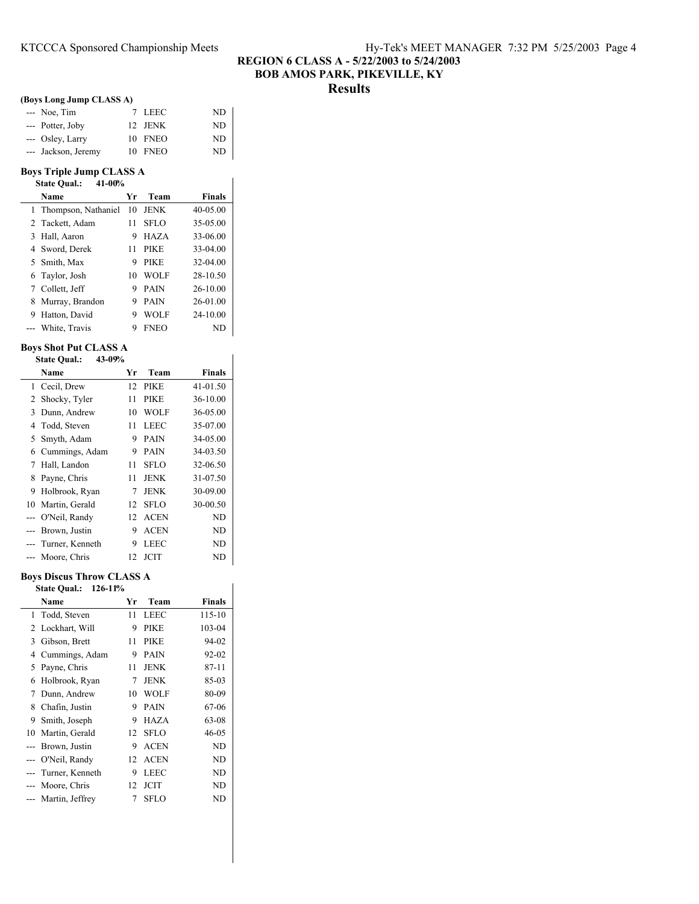## REGION 6 CLASS A - 5/22/2003 to 5/24/2003
## BOB AMOS PARK, PIKEVILLE, KY
# Results

**(Boys Long Jump CLASS A)**

| | | | | |
|---|---|---|---|---|
| --- | Noe, Tim | 7 | LEEC | ND |
| --- | Potter, Joby | 12 | JENK | ND |
| --- | Osley, Larry | 10 | FNEO | ND |
| --- | Jackson, Jeremy | 10 | FNEO | ND |

### Boys Triple Jump CLASS A

**State Qual.: 41-00%**

| | Name | Yr | Team | Finals |
|---|---|---|---|---|
| 1 | Thompson, Nathaniel | 10 | JENK | 40-05.00 |
| 2 | Tackett, Adam | 11 | SFLO | 35-05.00 |
| 3 | Hall, Aaron | 9 | HAZA | 33-06.00 |
| 4 | Sword, Derek | 11 | PIKE | 33-04.00 |
| 5 | Smith, Max | 9 | PIKE | 32-04.00 |
| 6 | Taylor, Josh | 10 | WOLF | 28-10.50 |
| 7 | Collett, Jeff | 9 | PAIN | 26-10.00 |
| 8 | Murray, Brandon | 9 | PAIN | 26-01.00 |
| 9 | Hatton, David | 9 | WOLF | 24-10.00 |
| --- | White, Travis | 9 | FNEO | ND |

### Boys Shot Put CLASS A

**State Qual.: 43-09%**

| | Name | Yr | Team | Finals |
|---|---|---|---|---|
| 1 | Cecil, Drew | 12 | PIKE | 41-01.50 |
| 2 | Shocky, Tyler | 11 | PIKE | 36-10.00 |
| 3 | Dunn, Andrew | 10 | WOLF | 36-05.00 |
| 4 | Todd, Steven | 11 | LEEC | 35-07.00 |
| 5 | Smyth, Adam | 9 | PAIN | 34-05.00 |
| 6 | Cummings, Adam | 9 | PAIN | 34-03.50 |
| 7 | Hall, Landon | 11 | SFLO | 32-06.50 |
| 8 | Payne, Chris | 11 | JENK | 31-07.50 |
| 9 | Holbrook, Ryan | 7 | JENK | 30-09.00 |
| 10 | Martin, Gerald | 12 | SFLO | 30-00.50 |
| --- | O'Neil, Randy | 12 | ACEN | ND |
| --- | Brown, Justin | 9 | ACEN | ND |
| --- | Turner, Kenneth | 9 | LEEC | ND |
| --- | Moore, Chris | 12 | JCIT | ND |

### Boys Discus Throw CLASS A

**State Qual.: 126-11%**

| | Name | Yr | Team | Finals |
|---|---|---|---|---|
| 1 | Todd, Steven | 11 | LEEC | 115-10 |
| 2 | Lockhart, Will | 9 | PIKE | 103-04 |
| 3 | Gibson, Brett | 11 | PIKE | 94-02 |
| 4 | Cummings, Adam | 9 | PAIN | 92-02 |
| 5 | Payne, Chris | 11 | JENK | 87-11 |
| 6 | Holbrook, Ryan | 7 | JENK | 85-03 |
| 7 | Dunn, Andrew | 10 | WOLF | 80-09 |
| 8 | Chafin, Justin | 9 | PAIN | 67-06 |
| 9 | Smith, Joseph | 9 | HAZA | 63-08 |
| 10 | Martin, Gerald | 12 | SFLO | 46-05 |
| --- | Brown, Justin | 9 | ACEN | ND |
| --- | O'Neil, Randy | 12 | ACEN | ND |
| --- | Turner, Kenneth | 9 | LEEC | ND |
| --- | Moore, Chris | 12 | JCIT | ND |
| --- | Martin, Jeffrey | 7 | SFLO | ND |